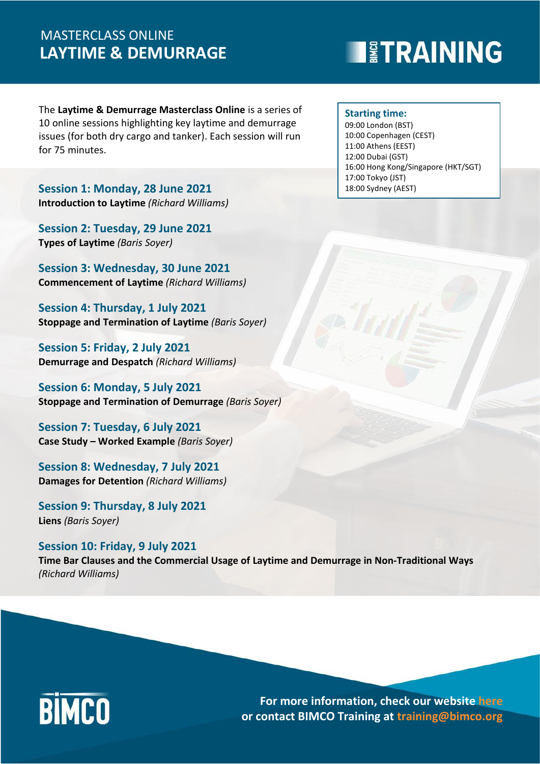# MASTERCLASS ONLINE
# LAYTIME & DEMURRAGE

BIMCO TRAINING

The **Laytime & Demurrage Masterclass Online** is a series of 10 online sessions highlighting key laytime and demurrage issues (for both dry cargo and tanker). Each session will run for 75 minutes.

**Starting time:**
09:00 London (BST)
10:00 Copenhagen (CEST)
11:00 Athens (EEST)
12:00 Dubai (GST)
16:00 Hong Kong/Singapore (HKT/SGT)
17:00 Tokyo (JST)
18:00 Sydney (AEST)

### Session 1: Monday, 28 June 2021
**Introduction to Laytime** *(Richard Williams)*

### Session 2: Tuesday, 29 June 2021
**Types of Laytime** *(Baris Soyer)*

### Session 3: Wednesday, 30 June 2021
**Commencement of Laytime** *(Richard Williams)*

### Session 4: Thursday, 1 July 2021
**Stoppage and Termination of Laytime** *(Baris Soyer)*

### Session 5: Friday, 2 July 2021
**Demurrage and Despatch** *(Richard Williams)*

### Session 6: Monday, 5 July 2021
**Stoppage and Termination of Demurrage** *(Baris Soyer)*

### Session 7: Tuesday, 6 July 2021
**Case Study – Worked Example** *(Baris Soyer)*

### Session 8: Wednesday, 7 July 2021
**Damages for Detention** *(Richard Williams)*

### Session 9: Thursday, 8 July 2021
**Liens** *(Baris Soyer)*

### Session 10: Friday, 9 July 2021
**Time Bar Clauses and the Commercial Usage of Laytime and Demurrage in Non-Traditional Ways** *(Richard Williams)*

BIMCO

**For more information, check our website here or contact BIMCO Training at training@bimco.org**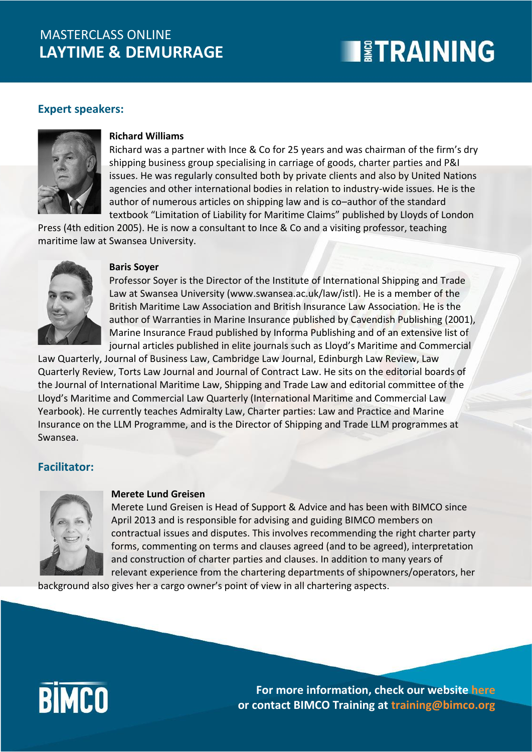# MASTERCLASS ONLINE
# LAYTIME & DEMURRAGE

## Expert speakers:

**Richard Williams**

Richard was a partner with Ince & Co for 25 years and was chairman of the firm's dry shipping business group specialising in carriage of goods, charter parties and P&I issues. He was regularly consulted both by private clients and also by United Nations agencies and other international bodies in relation to industry-wide issues. He is the author of numerous articles on shipping law and is co–author of the standard textbook "Limitation of Liability for Maritime Claims" published by Lloyds of London Press (4th edition 2005). He is now a consultant to Ince & Co and a visiting professor, teaching maritime law at Swansea University.

**Baris Soyer**

Professor Soyer is the Director of the Institute of International Shipping and Trade Law at Swansea University (www.swansea.ac.uk/law/istl). He is a member of the British Maritime Law Association and British Insurance Law Association. He is the author of Warranties in Marine Insurance published by Cavendish Publishing (2001), Marine Insurance Fraud published by Informa Publishing and of an extensive list of journal articles published in elite journals such as Lloyd's Maritime and Commercial Law Quarterly, Journal of Business Law, Cambridge Law Journal, Edinburgh Law Review, Law Quarterly Review, Torts Law Journal and Journal of Contract Law. He sits on the editorial boards of the Journal of International Maritime Law, Shipping and Trade Law and editorial committee of the Lloyd's Maritime and Commercial Law Quarterly (International Maritime and Commercial Law Yearbook). He currently teaches Admiralty Law, Charter parties: Law and Practice and Marine Insurance on the LLM Programme, and is the Director of Shipping and Trade LLM programmes at Swansea.

## Facilitator:

**Merete Lund Greisen**

Merete Lund Greisen is Head of Support & Advice and has been with BIMCO since April 2013 and is responsible for advising and guiding BIMCO members on contractual issues and disputes. This involves recommending the right charter party forms, commenting on terms and clauses agreed (and to be agreed), interpretation and construction of charter parties and clauses. In addition to many years of relevant experience from the chartering departments of shipowners/operators, her background also gives her a cargo owner's point of view in all chartering aspects.

**For more information, check our website here or contact BIMCO Training at training@bimco.org**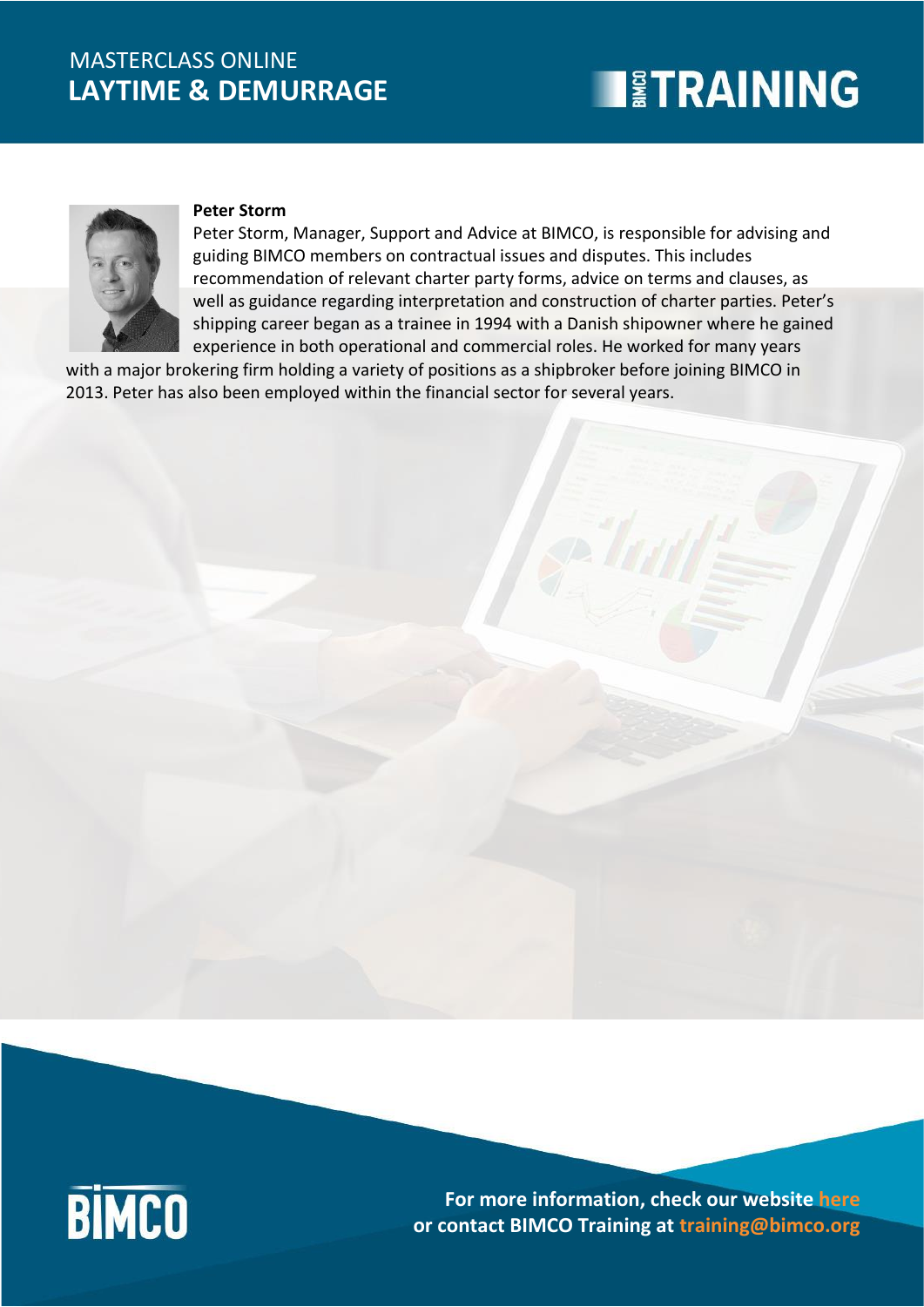MASTERCLASS ONLINE

**LAYTIME & DEMURRAGE**

**Peter Storm**

Peter Storm, Manager, Support and Advice at BIMCO, is responsible for advising and guiding BIMCO members on contractual issues and disputes. This includes recommendation of relevant charter party forms, advice on terms and clauses, as well as guidance regarding interpretation and construction of charter parties. Peter's shipping career began as a trainee in 1994 with a Danish shipowner where he gained experience in both operational and commercial roles. He worked for many years with a major brokering firm holding a variety of positions as a shipbroker before joining BIMCO in 2013. Peter has also been employed within the financial sector for several years.

**For more information, check our website here**
**or contact BIMCO Training at training@bimco.org**